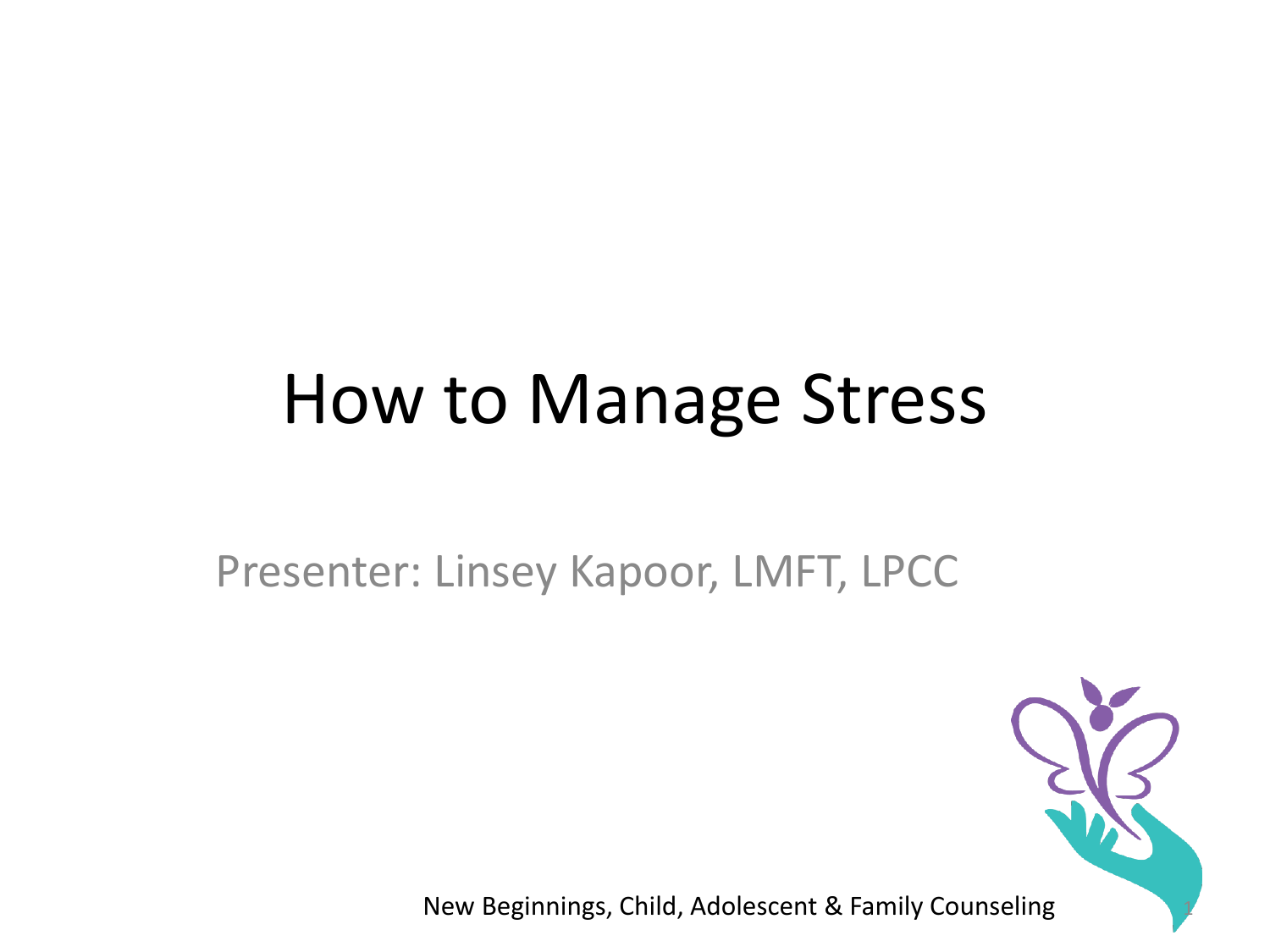# How to Manage Stress

Presenter: Linsey Kapoor, LMFT, LPCC

New Beginnings, Child, Adolescent & Family Counseling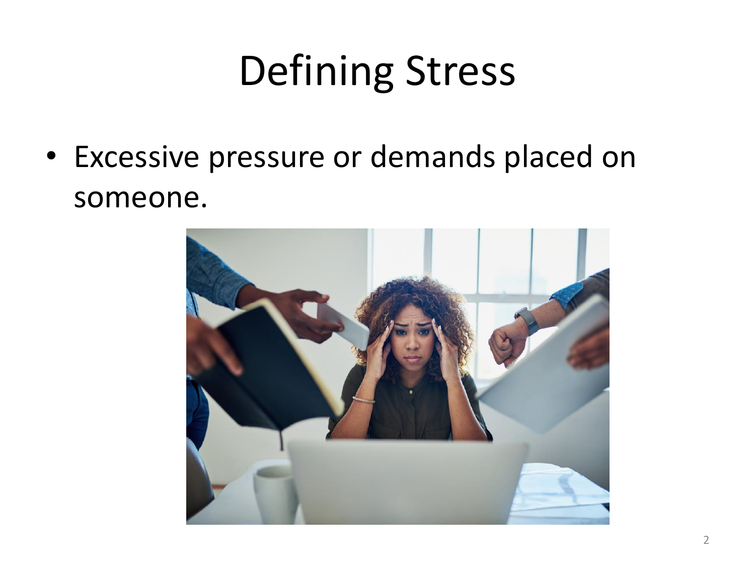# Defining Stress

- Excessive pressure or demands placed on someone.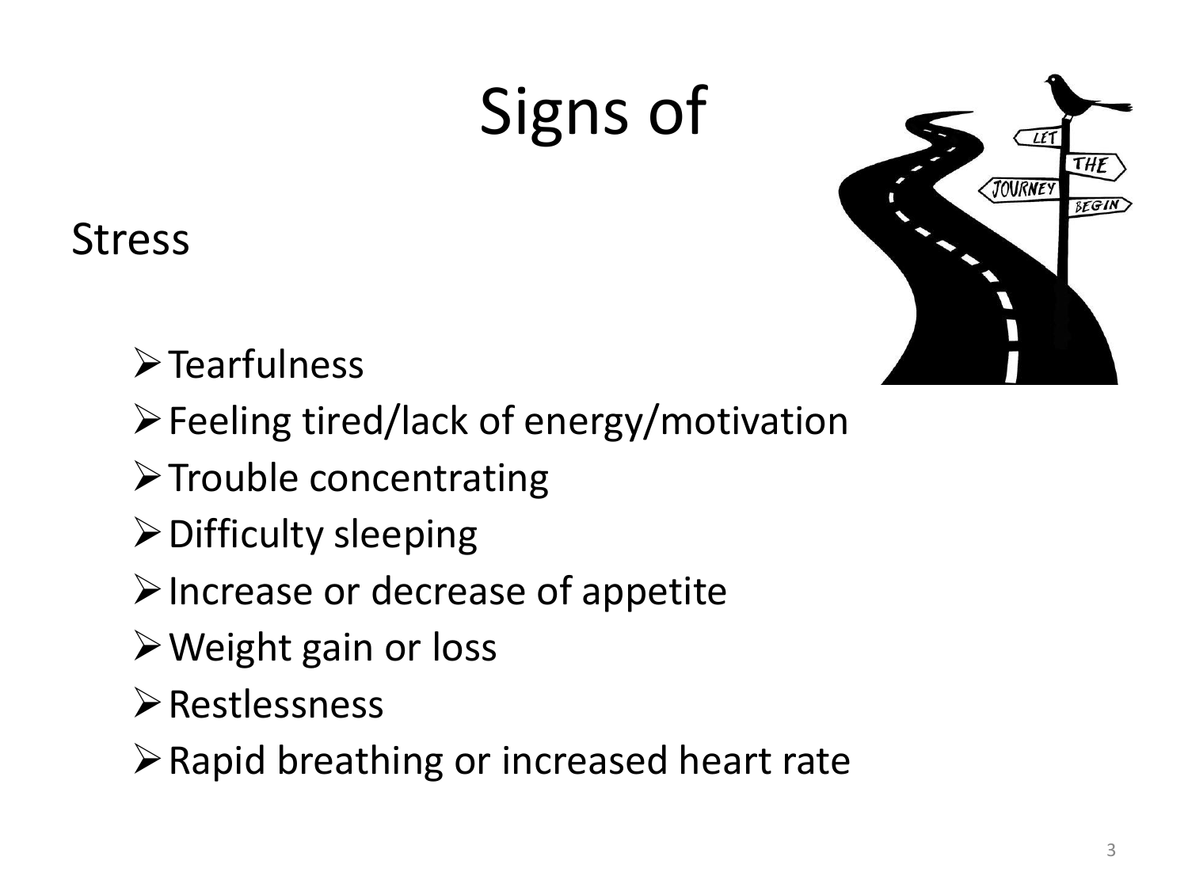# Signs of

## Stress

- Tearfulness
- Feeling tired/lack of energy/motivation
- Trouble concentrating
- Difficulty sleeping
- Increase or decrease of appetite
- Weight gain or loss
- Restlessness
- Rapid breathing or increased heart rate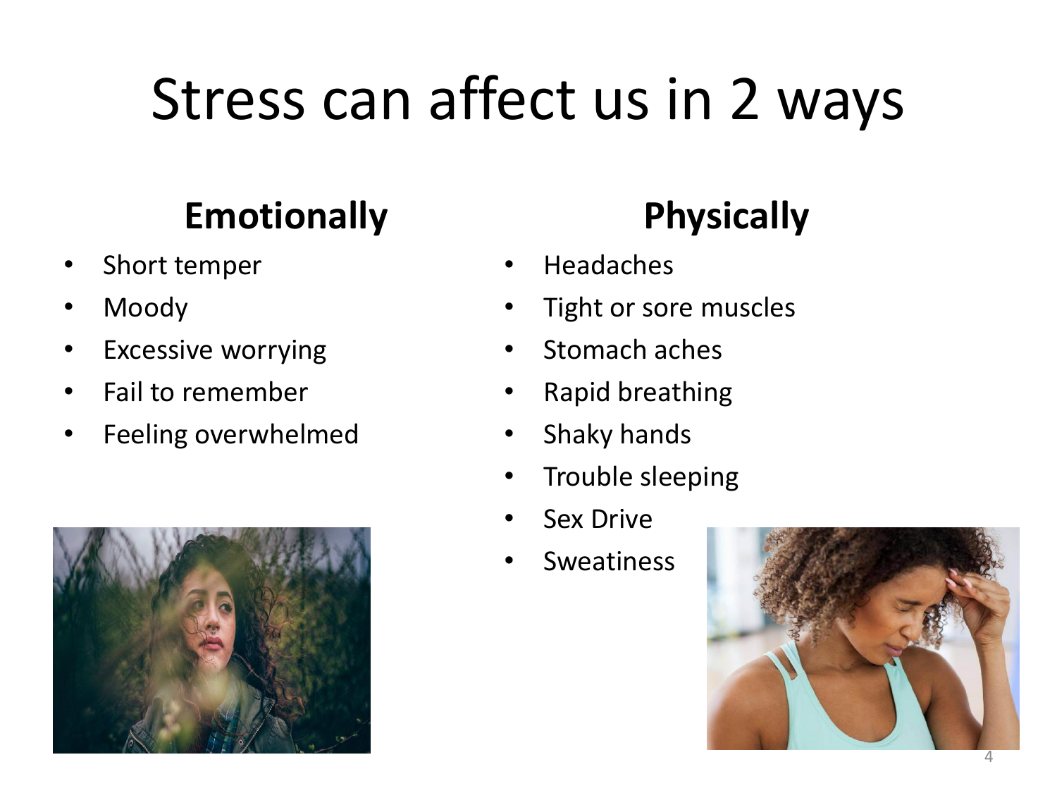# Stress can affect us in 2 ways

## Emotionally

- Short temper
- Moody
- Excessive worrying
- Fail to remember
- Feeling overwhelmed

## Physically

- Headaches
- Tight or sore muscles
- Stomach aches
- Rapid breathing
- Shaky hands
- Trouble sleeping
- Sex Drive
- Sweatiness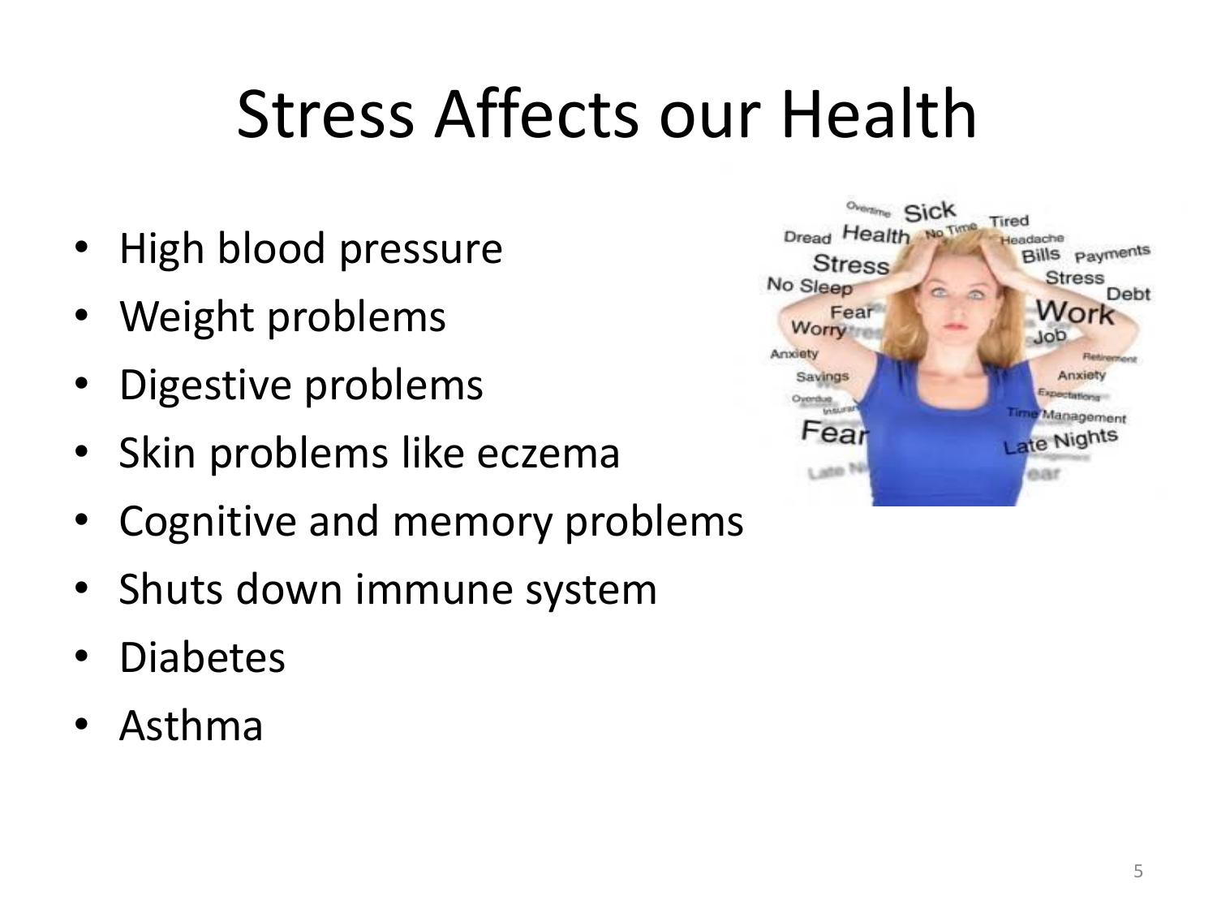# Stress Affects our Health

- High blood pressure
- Weight problems
- Digestive problems
- Skin problems like eczema
- Cognitive and memory problems
- Shuts down immune system
- Diabetes
- Asthma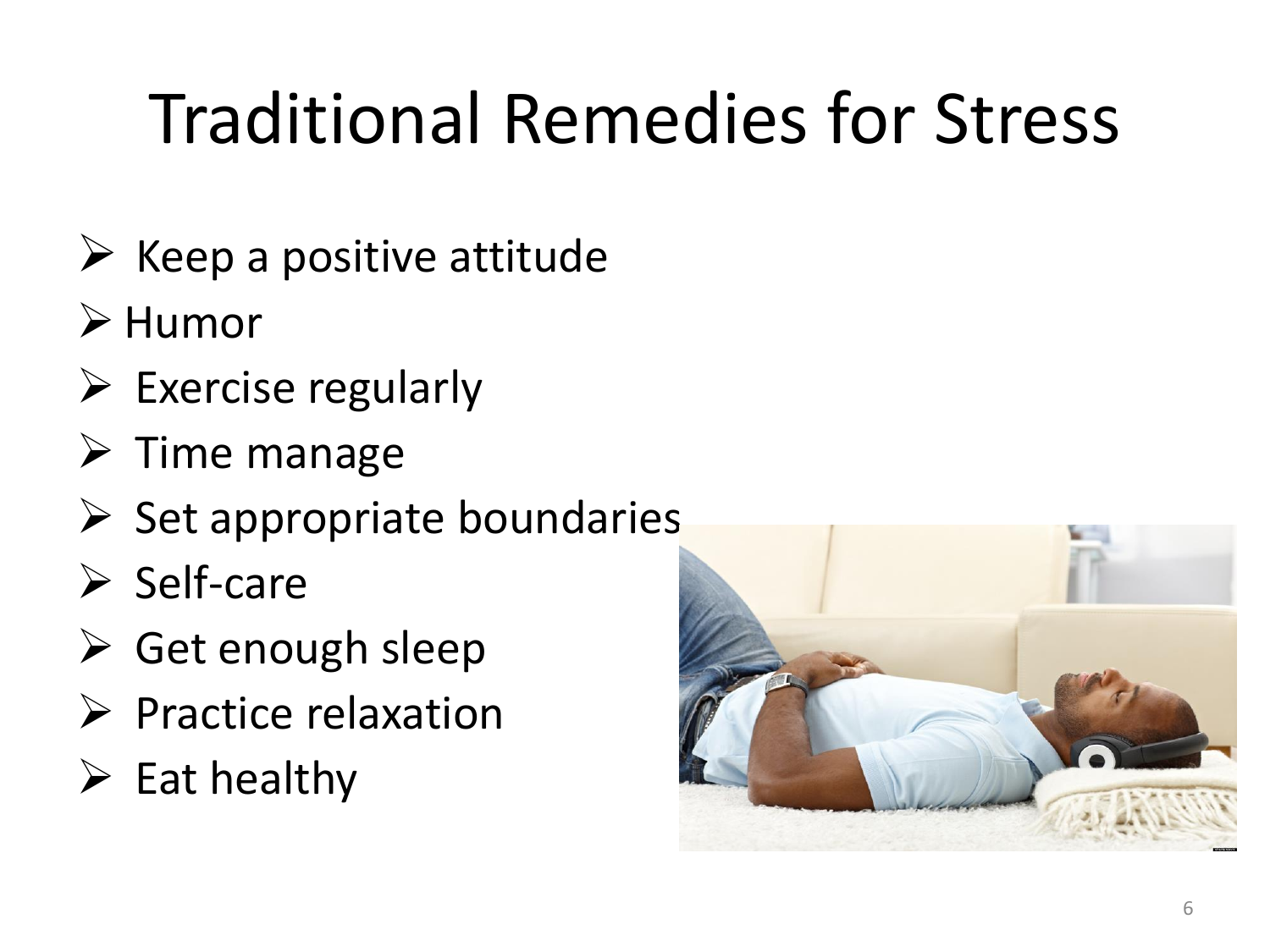# Traditional Remedies for Stress

- Keep a positive attitude
- Humor
- Exercise regularly
- Time manage
- Set appropriate boundaries
- Self-care
- Get enough sleep
- Practice relaxation
- Eat healthy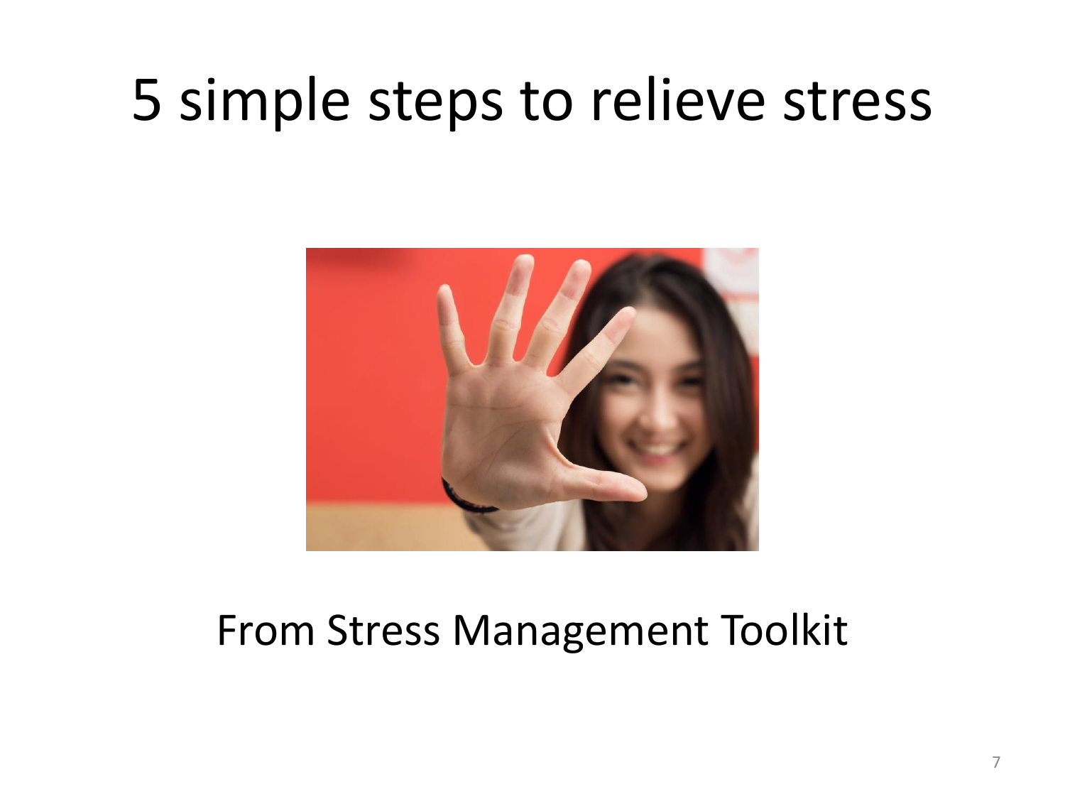# 5 simple steps to relieve stress

From Stress Management Toolkit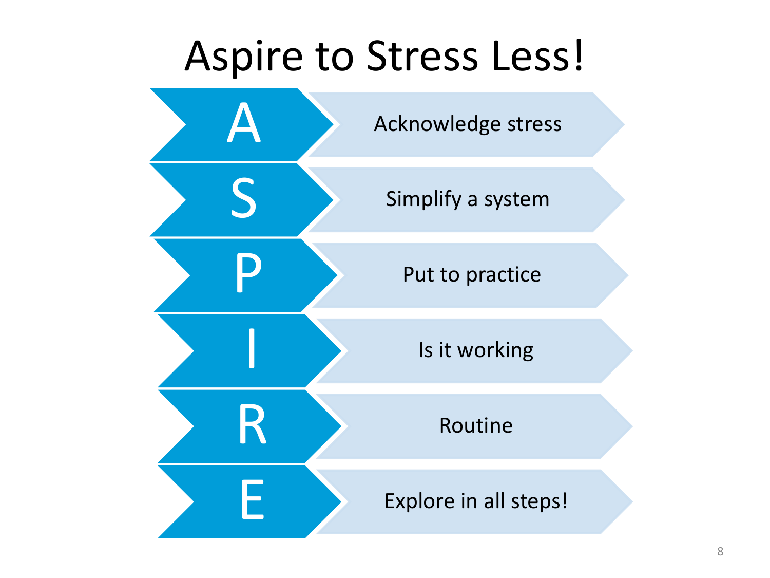# Aspire to Stress Less!

| | |
|---|---|
| A | Acknowledge stress |
| S | Simplify a system |
| P | Put to practice |
| I | Is it working |
| R | Routine |
| E | Explore in all steps! |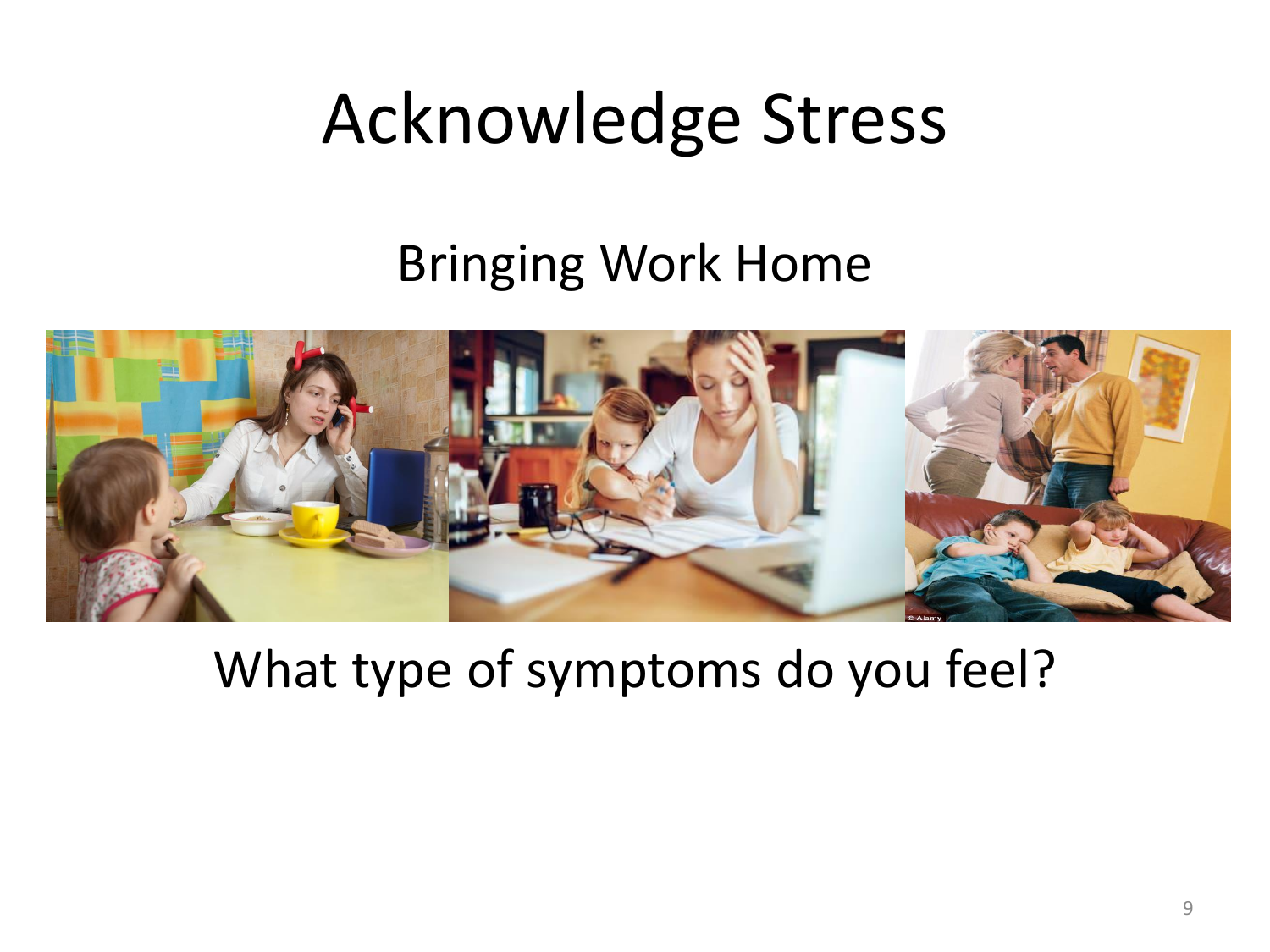# Acknowledge Stress

## Bringing Work Home

What type of symptoms do you feel?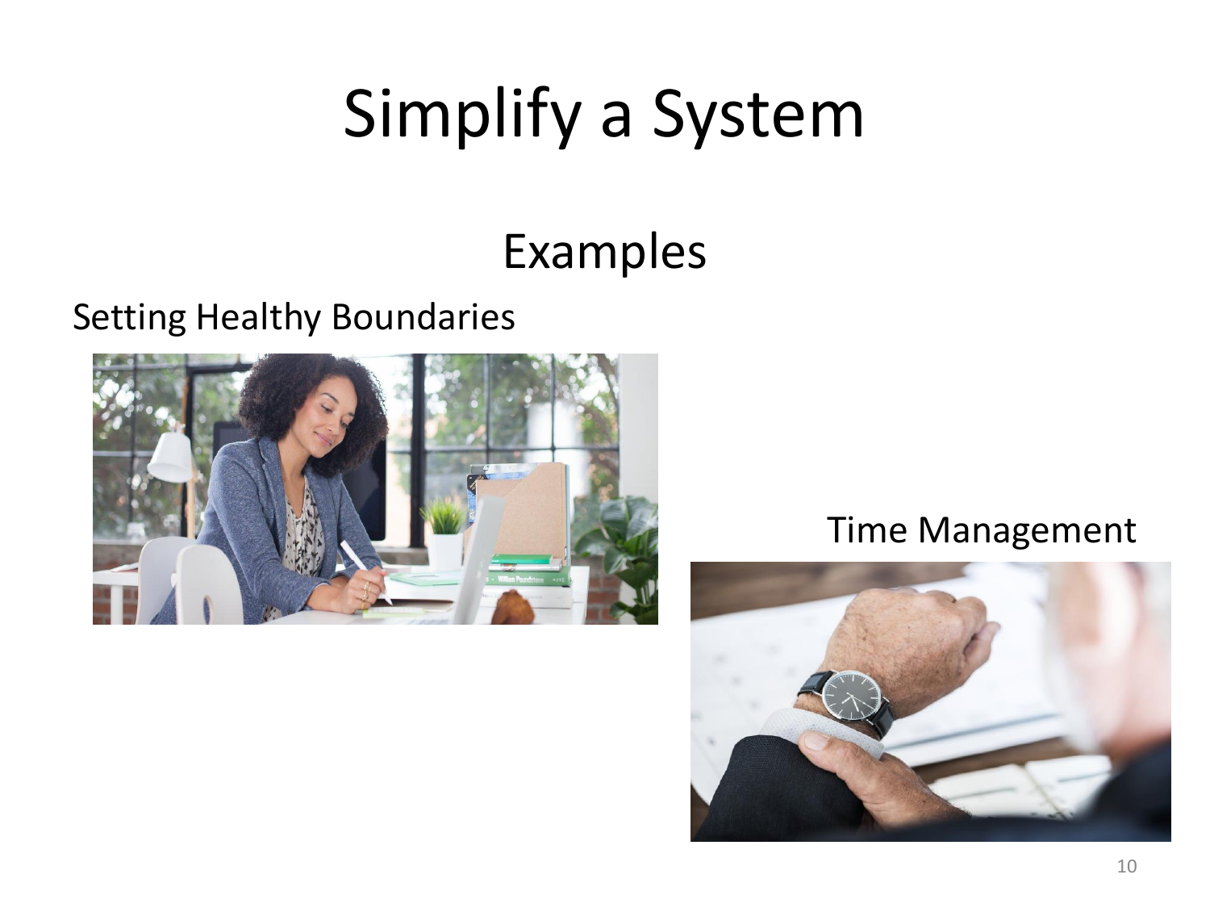# Simplify a System

## Examples

Setting Healthy Boundaries

Time Management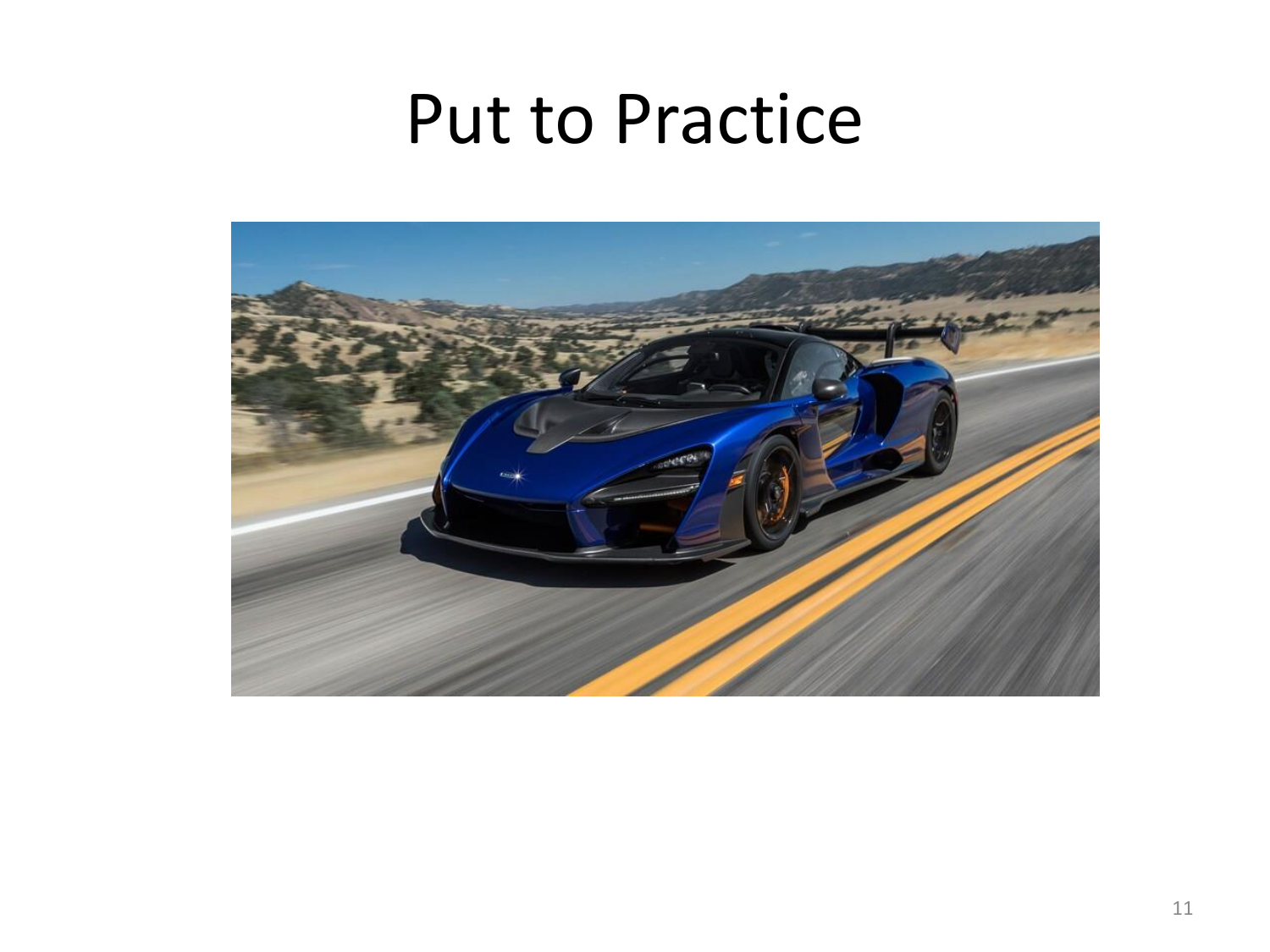# Put to Practice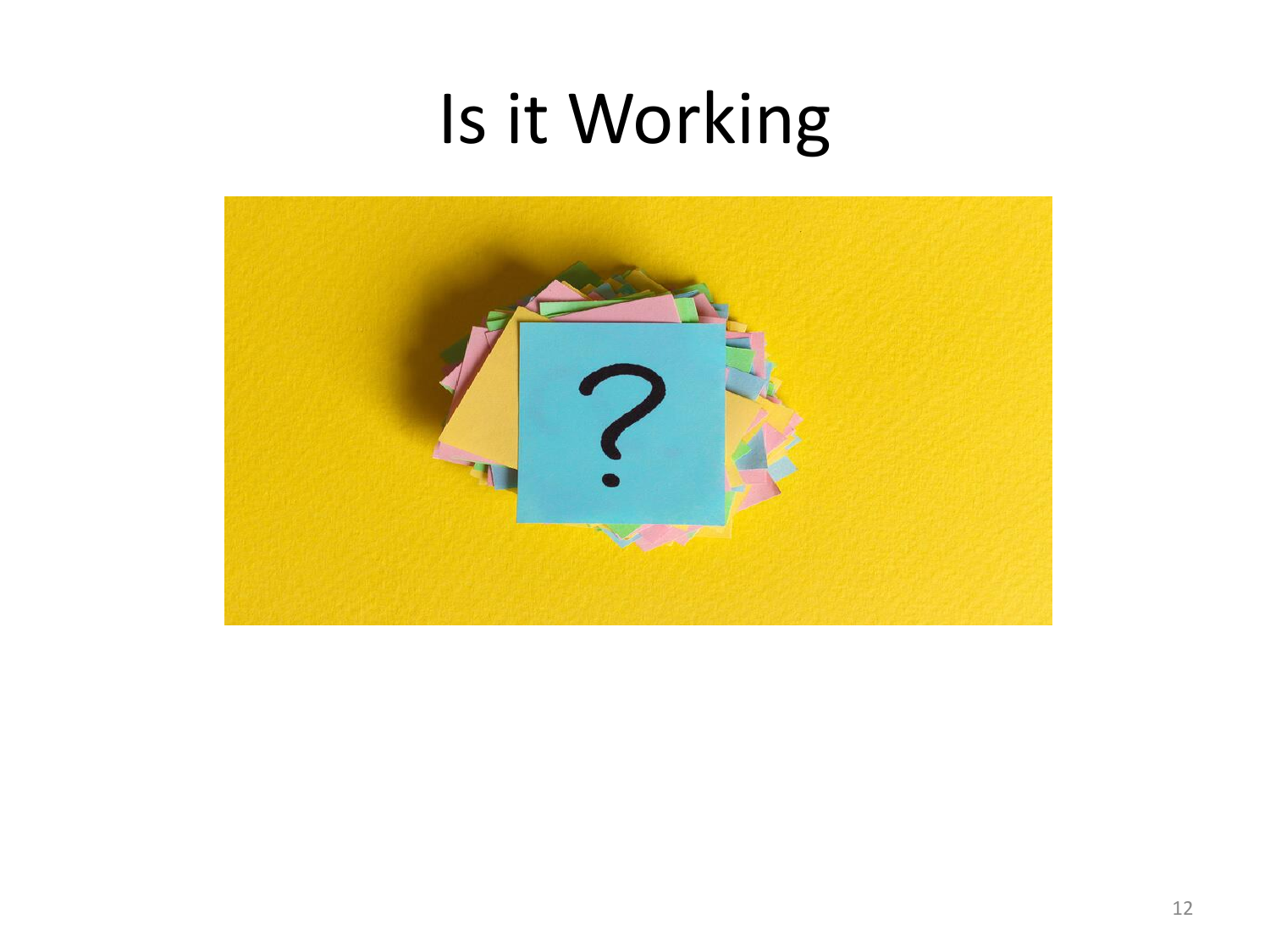# Is it Working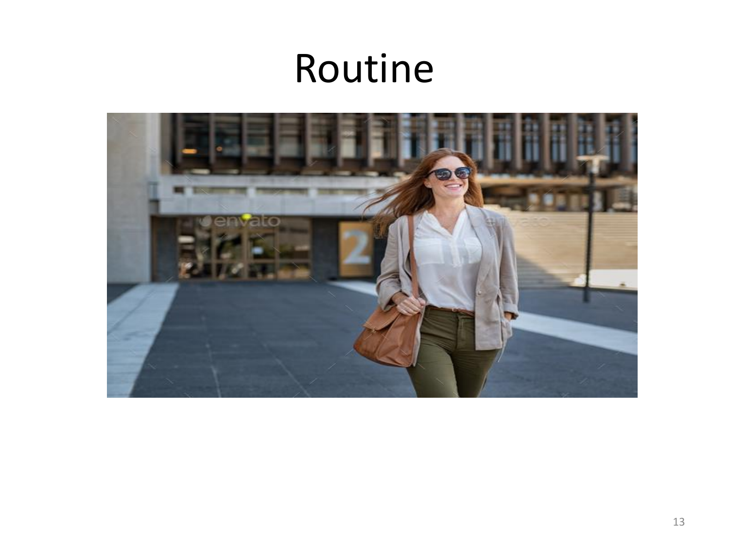# Routine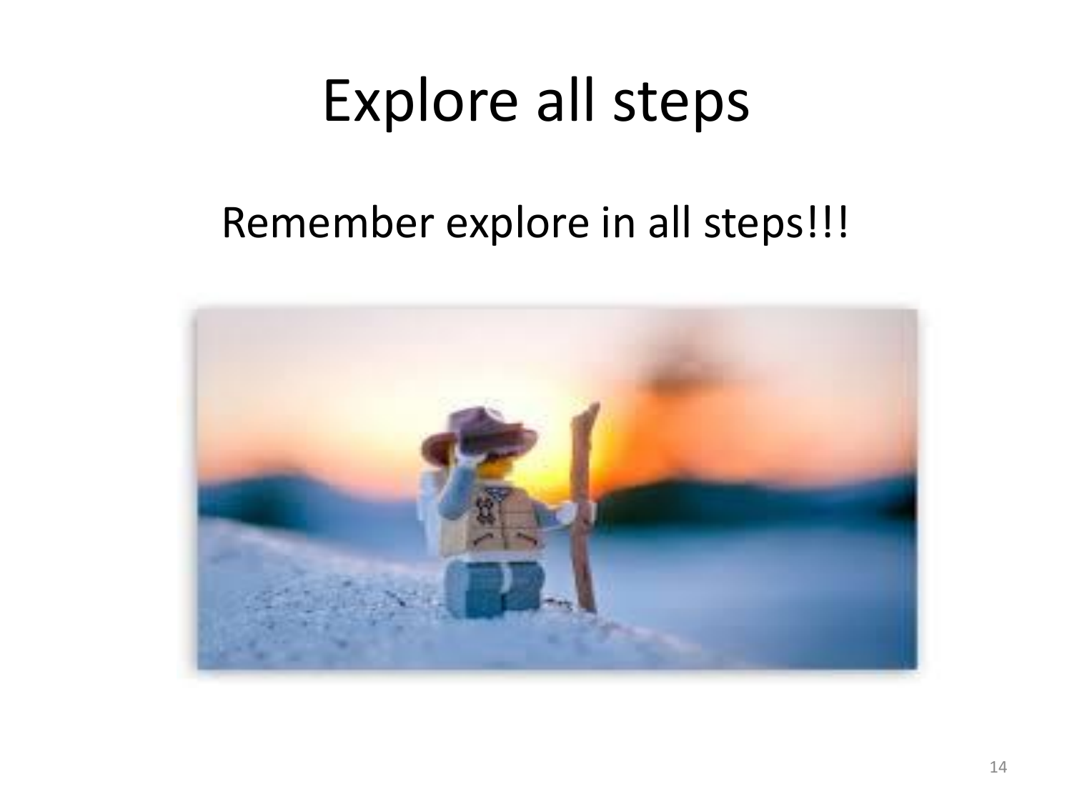# Explore all steps

Remember explore in all steps!!!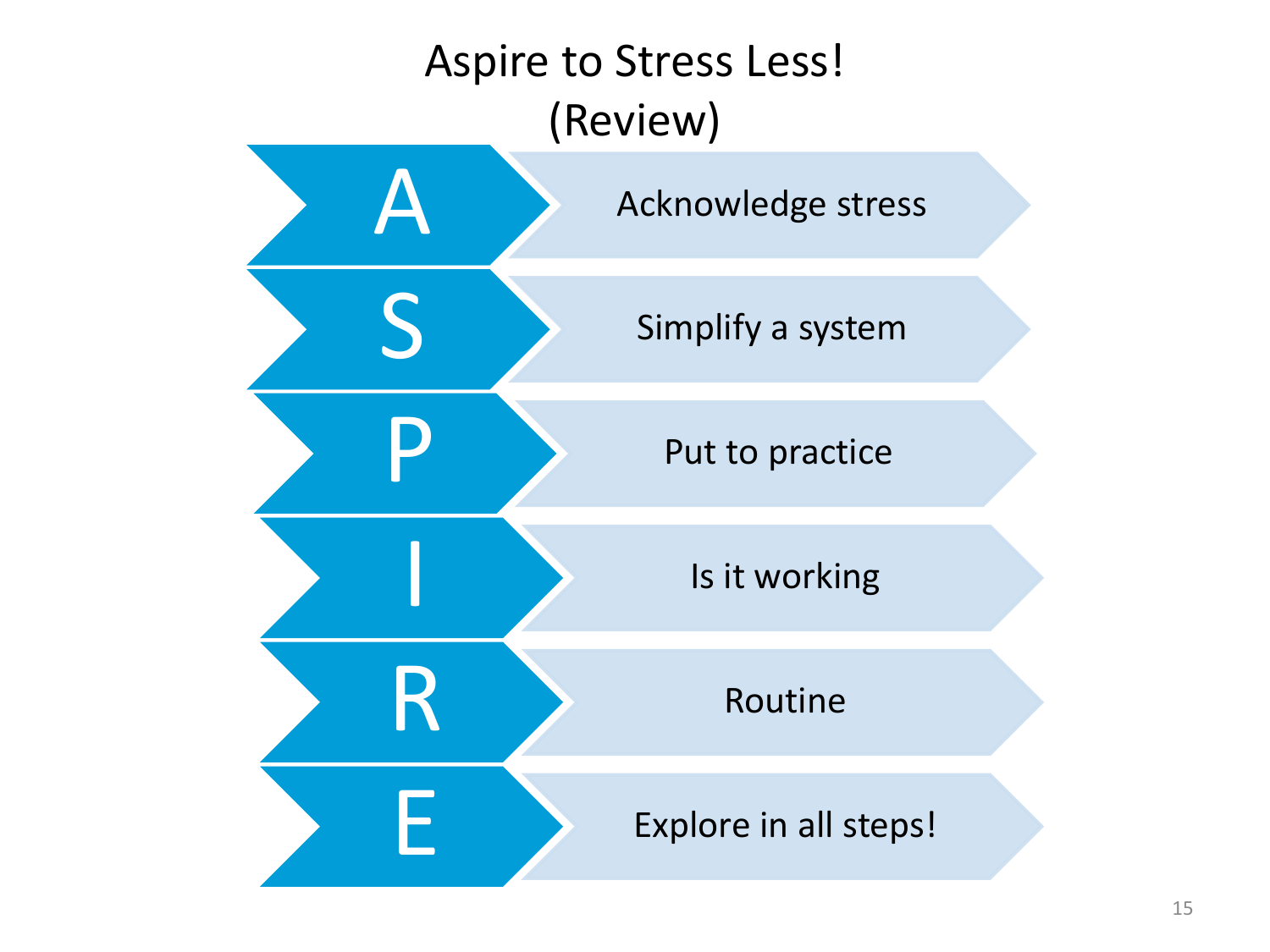# Aspire to Stress Less!
## (Review)

- **A** — Acknowledge stress
- **S** — Simplify a system
- **P** — Put to practice
- **I** — Is it working
- **R** — Routine
- **E** — Explore in all steps!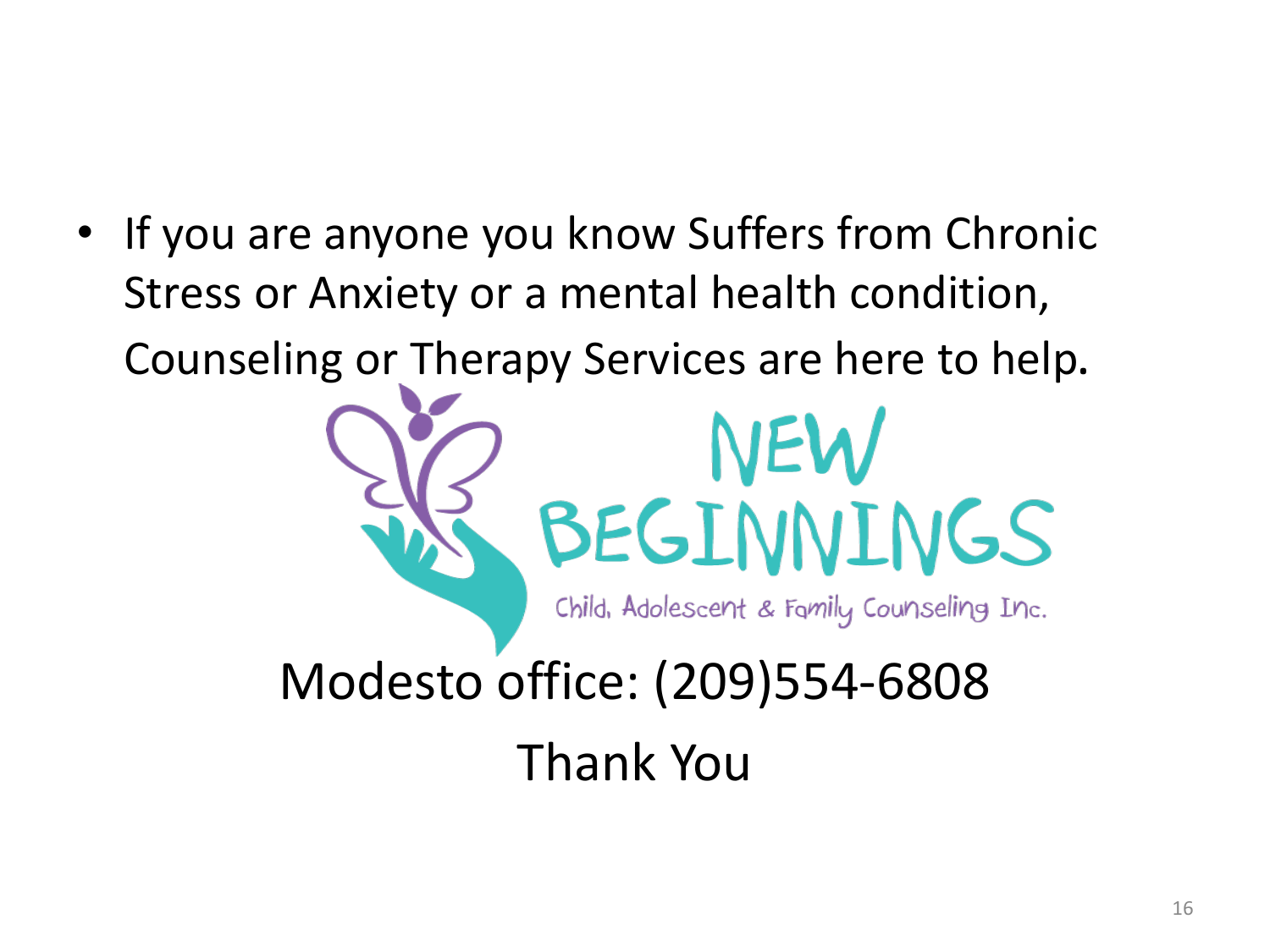- If you are anyone you know Suffers from Chronic Stress or Anxiety or a mental health condition, Counseling or Therapy Services are here to help.

NEW BEGINNINGS

Child, Adolescent & Family Counseling Inc.

Modesto office: (209)554-6808

Thank You